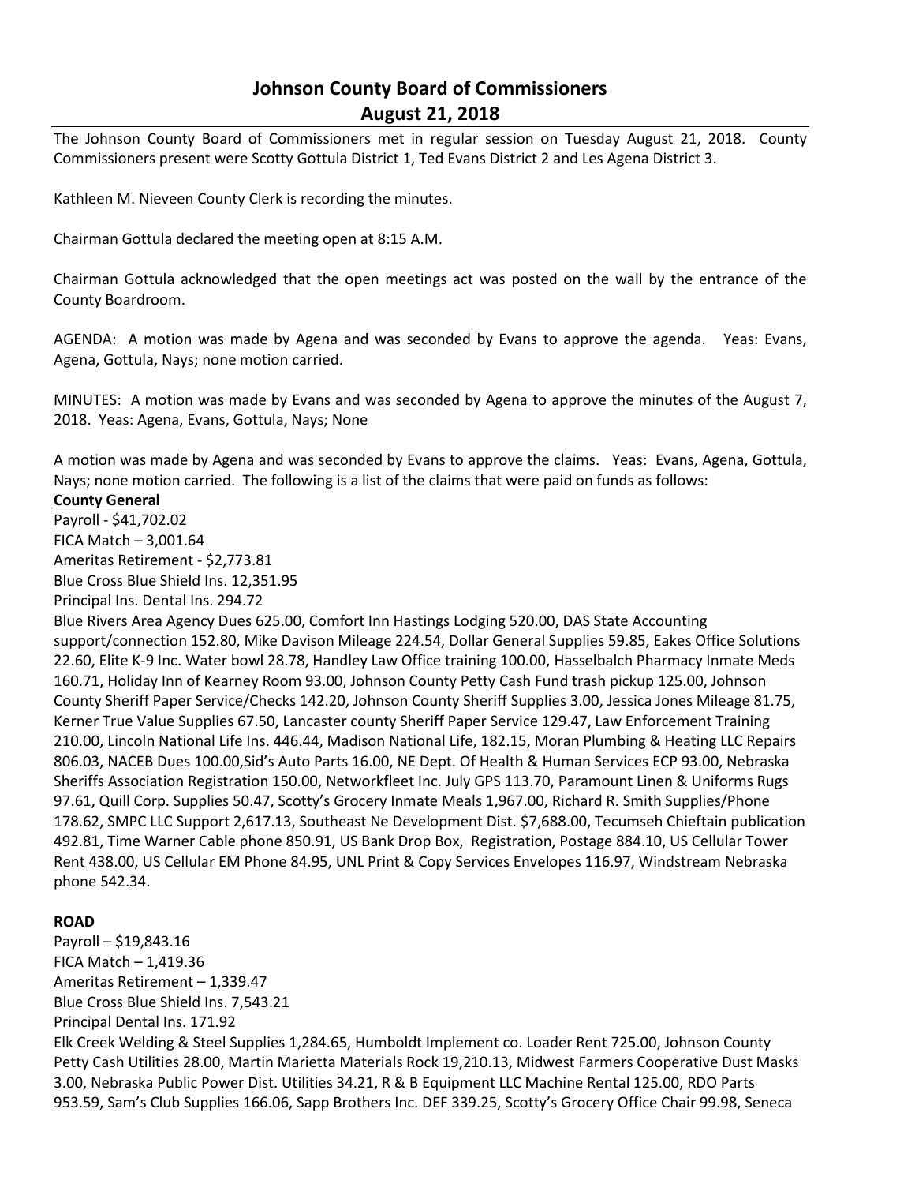# Johnson County Board of Commissioners
## August 21, 2018

The Johnson County Board of Commissioners met in regular session on Tuesday August 21, 2018. County Commissioners present were Scotty Gottula District 1, Ted Evans District 2 and Les Agena District 3.

Kathleen M. Nieveen County Clerk is recording the minutes.

Chairman Gottula declared the meeting open at 8:15 A.M.

Chairman Gottula acknowledged that the open meetings act was posted on the wall by the entrance of the County Boardroom.

AGENDA: A motion was made by Agena and was seconded by Evans to approve the agenda. Yeas: Evans, Agena, Gottula, Nays; none motion carried.

MINUTES: A motion was made by Evans and was seconded by Agena to approve the minutes of the August 7, 2018. Yeas: Agena, Evans, Gottula, Nays; None

A motion was made by Agena and was seconded by Evans to approve the claims. Yeas: Evans, Agena, Gottula, Nays; none motion carried. The following is a list of the claims that were paid on funds as follows:

**County General**

Payroll - $41,702.02
FICA Match – 3,001.64
Ameritas Retirement - $2,773.81
Blue Cross Blue Shield Ins. 12,351.95
Principal Ins. Dental Ins. 294.72
Blue Rivers Area Agency Dues 625.00, Comfort Inn Hastings Lodging 520.00, DAS State Accounting support/connection 152.80, Mike Davison Mileage 224.54, Dollar General Supplies 59.85, Eakes Office Solutions 22.60, Elite K-9 Inc. Water bowl 28.78, Handley Law Office training 100.00, Hasselbalch Pharmacy Inmate Meds 160.71, Holiday Inn of Kearney Room 93.00, Johnson County Petty Cash Fund trash pickup 125.00, Johnson County Sheriff Paper Service/Checks 142.20, Johnson County Sheriff Supplies 3.00, Jessica Jones Mileage 81.75, Kerner True Value Supplies 67.50, Lancaster county Sheriff Paper Service 129.47, Law Enforcement Training 210.00, Lincoln National Life Ins. 446.44, Madison National Life, 182.15, Moran Plumbing & Heating LLC Repairs 806.03, NACEB Dues 100.00,Sid's Auto Parts 16.00, NE Dept. Of Health & Human Services ECP 93.00, Nebraska Sheriffs Association Registration 150.00, Networkfleet Inc. July GPS 113.70, Paramount Linen & Uniforms Rugs 97.61, Quill Corp. Supplies 50.47, Scotty's Grocery Inmate Meals 1,967.00, Richard R. Smith Supplies/Phone 178.62, SMPC LLC Support 2,617.13, Southeast Ne Development Dist. $7,688.00, Tecumseh Chieftain publication 492.81, Time Warner Cable phone 850.91, US Bank Drop Box, Registration, Postage 884.10, US Cellular Tower Rent 438.00, US Cellular EM Phone 84.95, UNL Print & Copy Services Envelopes 116.97, Windstream Nebraska phone 542.34.

**ROAD**

Payroll – $19,843.16
FICA Match – 1,419.36
Ameritas Retirement – 1,339.47
Blue Cross Blue Shield Ins. 7,543.21
Principal Dental Ins. 171.92
Elk Creek Welding & Steel Supplies 1,284.65, Humboldt Implement co. Loader Rent 725.00, Johnson County Petty Cash Utilities 28.00, Martin Marietta Materials Rock 19,210.13, Midwest Farmers Cooperative Dust Masks 3.00, Nebraska Public Power Dist. Utilities 34.21, R & B Equipment LLC Machine Rental 125.00, RDO Parts 953.59, Sam's Club Supplies 166.06, Sapp Brothers Inc. DEF 339.25, Scotty's Grocery Office Chair 99.98, Seneca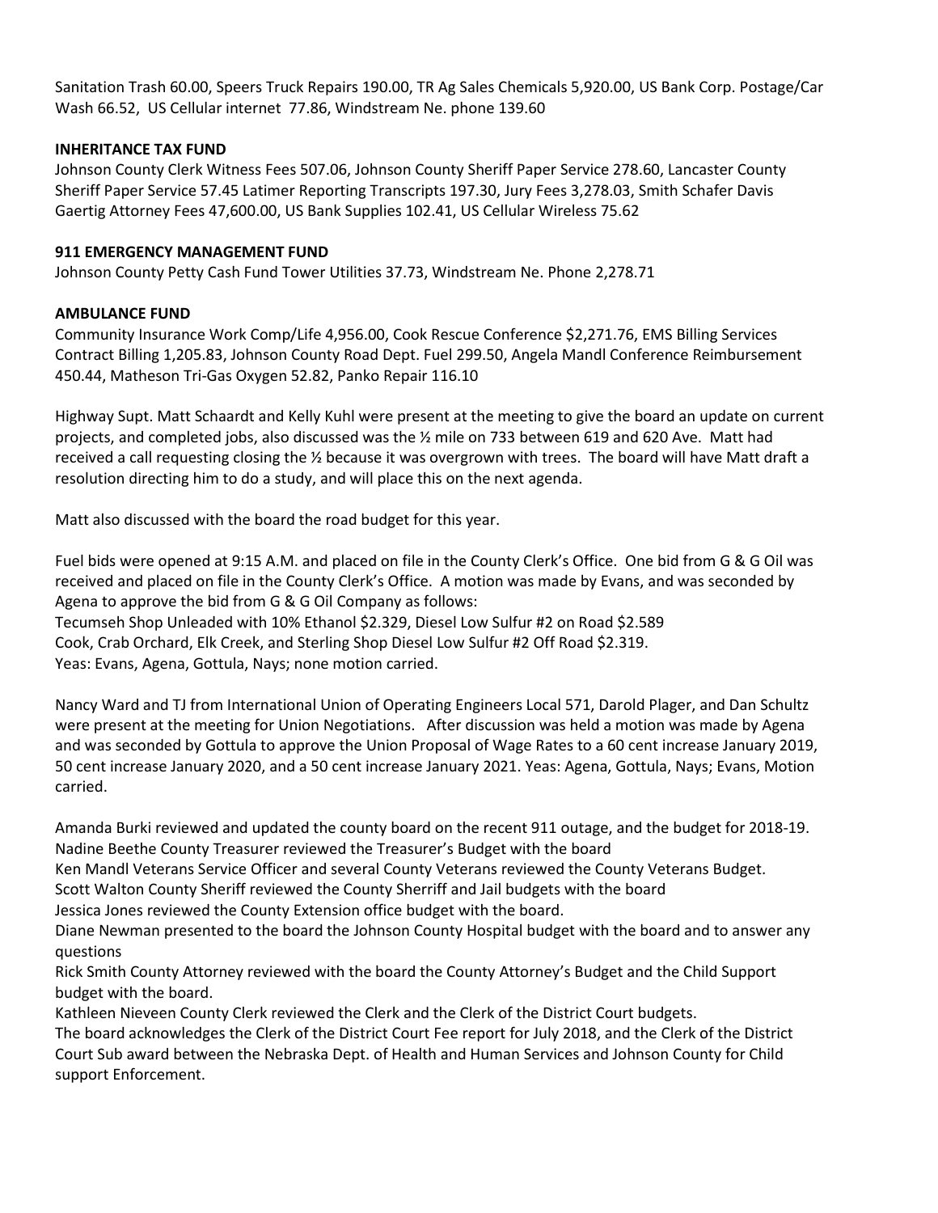Sanitation Trash 60.00, Speers Truck Repairs 190.00, TR Ag Sales Chemicals 5,920.00, US Bank Corp. Postage/Car Wash 66.52, US Cellular internet 77.86, Windstream Ne. phone 139.60

**INHERITANCE TAX FUND**

Johnson County Clerk Witness Fees 507.06, Johnson County Sheriff Paper Service 278.60, Lancaster County Sheriff Paper Service 57.45 Latimer Reporting Transcripts 197.30, Jury Fees 3,278.03, Smith Schafer Davis Gaertig Attorney Fees 47,600.00, US Bank Supplies 102.41, US Cellular Wireless 75.62

**911 EMERGENCY MANAGEMENT FUND**

Johnson County Petty Cash Fund Tower Utilities 37.73, Windstream Ne. Phone 2,278.71

**AMBULANCE FUND**

Community Insurance Work Comp/Life 4,956.00, Cook Rescue Conference $2,271.76, EMS Billing Services Contract Billing 1,205.83, Johnson County Road Dept. Fuel 299.50, Angela Mandl Conference Reimbursement 450.44, Matheson Tri-Gas Oxygen 52.82, Panko Repair 116.10

Highway Supt. Matt Schaardt and Kelly Kuhl were present at the meeting to give the board an update on current projects, and completed jobs, also discussed was the ½ mile on 733 between 619 and 620 Ave. Matt had received a call requesting closing the ½ because it was overgrown with trees. The board will have Matt draft a resolution directing him to do a study, and will place this on the next agenda.

Matt also discussed with the board the road budget for this year.

Fuel bids were opened at 9:15 A.M. and placed on file in the County Clerk's Office. One bid from G & G Oil was received and placed on file in the County Clerk's Office. A motion was made by Evans, and was seconded by Agena to approve the bid from G & G Oil Company as follows:
Tecumseh Shop Unleaded with 10% Ethanol $2.329, Diesel Low Sulfur #2 on Road $2.589
Cook, Crab Orchard, Elk Creek, and Sterling Shop Diesel Low Sulfur #2 Off Road $2.319.
Yeas: Evans, Agena, Gottula, Nays; none motion carried.

Nancy Ward and TJ from International Union of Operating Engineers Local 571, Darold Plager, and Dan Schultz were present at the meeting for Union Negotiations. After discussion was held a motion was made by Agena and was seconded by Gottula to approve the Union Proposal of Wage Rates to a 60 cent increase January 2019, 50 cent increase January 2020, and a 50 cent increase January 2021. Yeas: Agena, Gottula, Nays; Evans, Motion carried.

Amanda Burki reviewed and updated the county board on the recent 911 outage, and the budget for 2018-19.
Nadine Beethe County Treasurer reviewed the Treasurer's Budget with the board
Ken Mandl Veterans Service Officer and several County Veterans reviewed the County Veterans Budget.
Scott Walton County Sheriff reviewed the County Sherriff and Jail budgets with the board
Jessica Jones reviewed the County Extension office budget with the board.
Diane Newman presented to the board the Johnson County Hospital budget with the board and to answer any questions
Rick Smith County Attorney reviewed with the board the County Attorney's Budget and the Child Support budget with the board.
Kathleen Nieveen County Clerk reviewed the Clerk and the Clerk of the District Court budgets.
The board acknowledges the Clerk of the District Court Fee report for July 2018, and the Clerk of the District Court Sub award between the Nebraska Dept. of Health and Human Services and Johnson County for Child support Enforcement.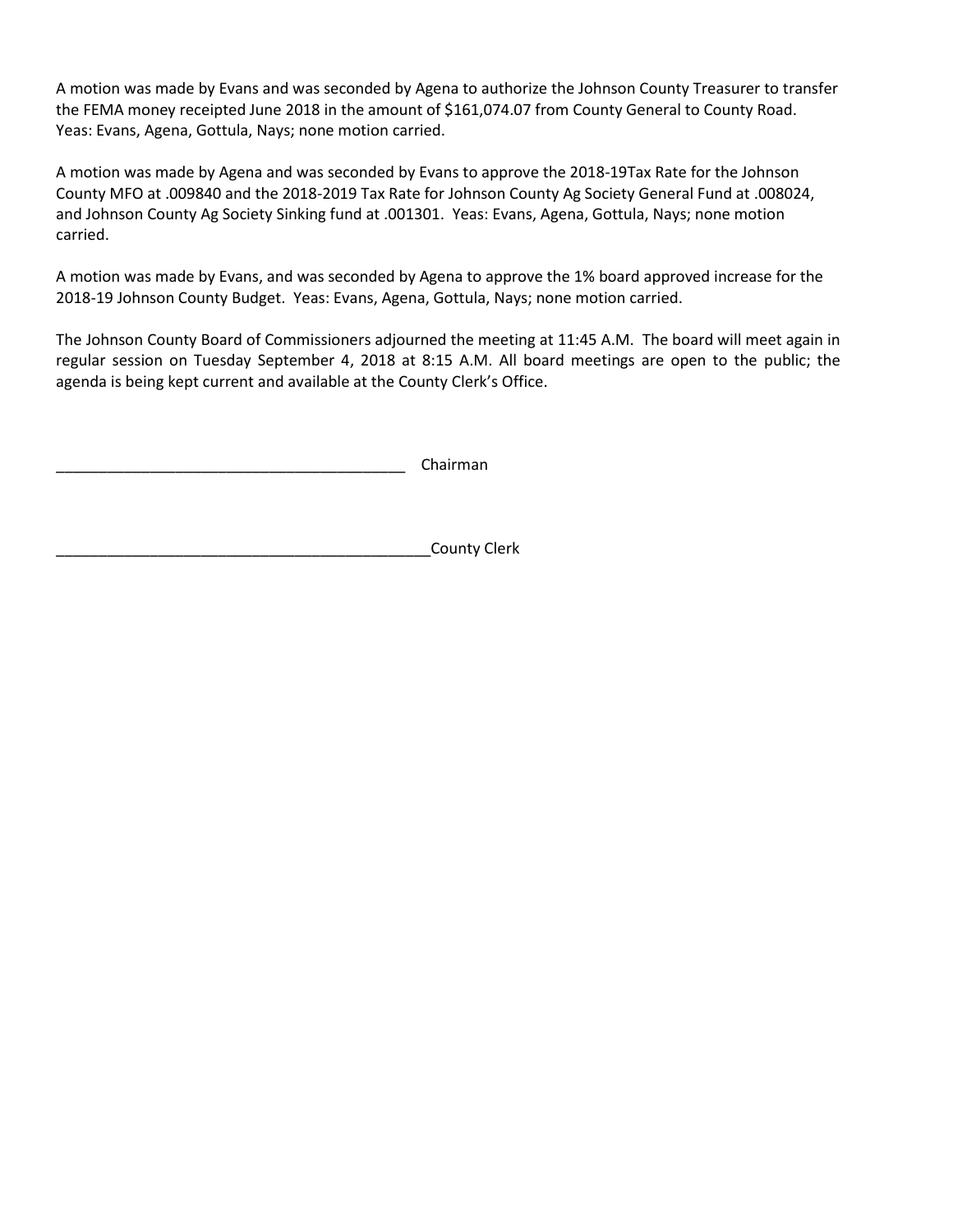A motion was made by Evans and was seconded by Agena to authorize the Johnson County Treasurer to transfer the FEMA money receipted June 2018 in the amount of $161,074.07 from County General to County Road. Yeas: Evans, Agena, Gottula, Nays; none motion carried.

A motion was made by Agena and was seconded by Evans to approve the 2018-19Tax Rate for the Johnson County MFO at .009840 and the 2018-2019 Tax Rate for Johnson County Ag Society General Fund at .008024, and Johnson County Ag Society Sinking fund at .001301. Yeas: Evans, Agena, Gottula, Nays; none motion carried.

A motion was made by Evans, and was seconded by Agena to approve the 1% board approved increase for the 2018-19 Johnson County Budget. Yeas: Evans, Agena, Gottula, Nays; none motion carried.

The Johnson County Board of Commissioners adjourned the meeting at 11:45 A.M. The board will meet again in regular session on Tuesday September 4, 2018 at 8:15 A.M. All board meetings are open to the public; the agenda is being kept current and available at the County Clerk's Office.

___________________________________________ Chairman

______________________________________________County Clerk